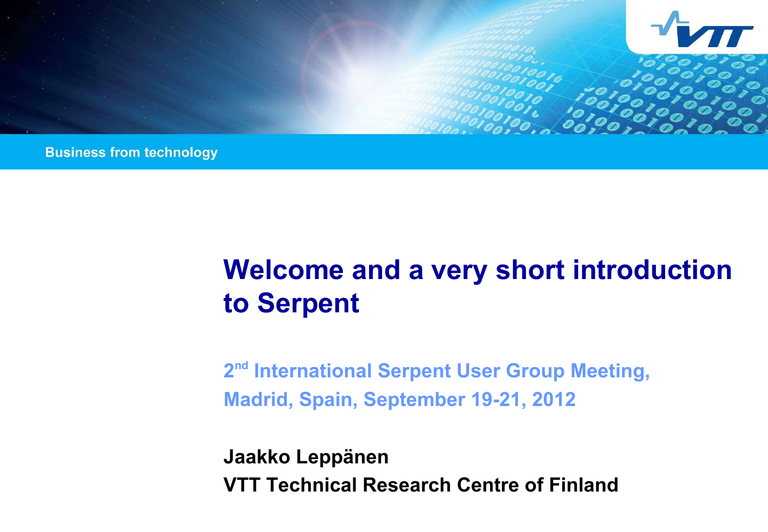Business from technology

# Welcome and a very short introduction to Serpent

2nd International Serpent User Group Meeting,
Madrid, Spain, September 19-21, 2012

**Jaakko Leppänen**
**VTT Technical Research Centre of Finland**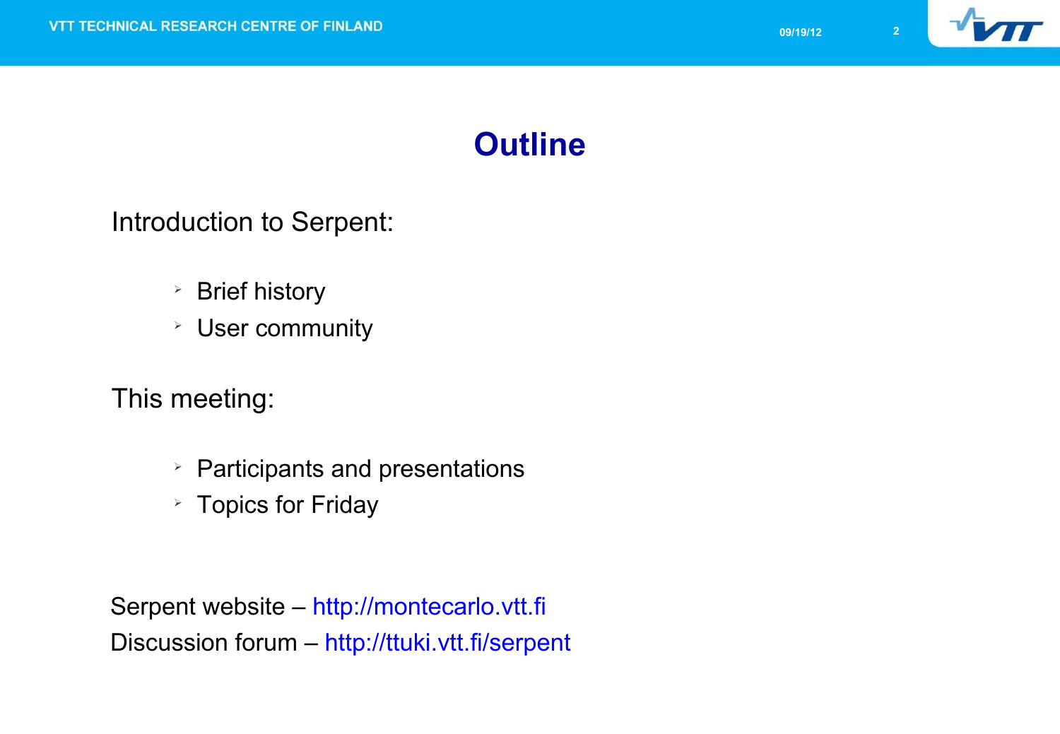# Outline

Introduction to Serpent:

- Brief history
- User community

This meeting:

- Participants and presentations
- Topics for Friday

Serpent website – http://montecarlo.vtt.fi
Discussion forum – http://ttuki.vtt.fi/serpent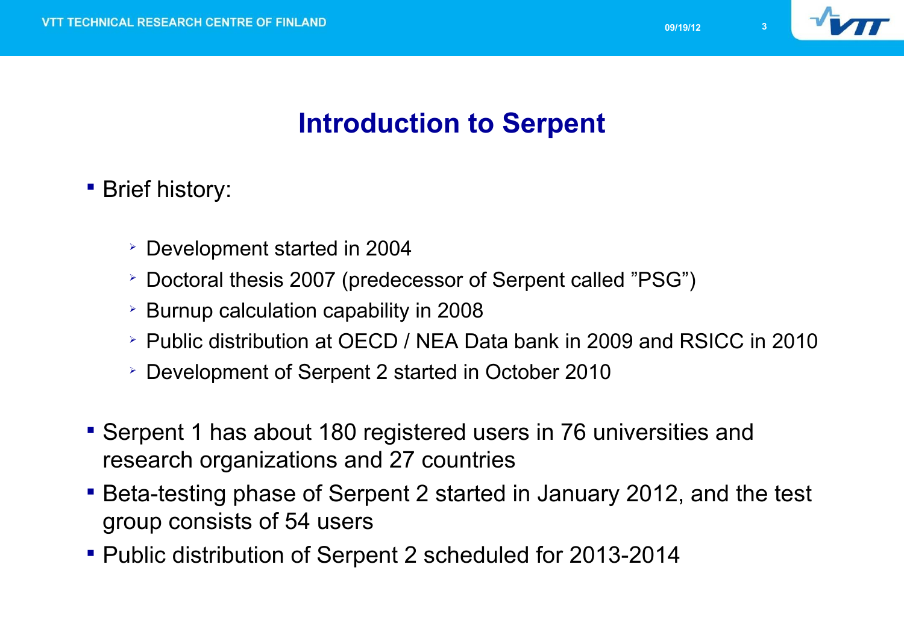# Introduction to Serpent

- Brief history:
  - Development started in 2004
  - Doctoral thesis 2007 (predecessor of Serpent called ”PSG”)
  - Burnup calculation capability in 2008
  - Public distribution at OECD / NEA Data bank in 2009 and RSICC in 2010
  - Development of Serpent 2 started in October 2010
- Serpent 1 has about 180 registered users in 76 universities and research organizations and 27 countries
- Beta-testing phase of Serpent 2 started in January 2012, and the test group consists of 54 users
- Public distribution of Serpent 2 scheduled for 2013-2014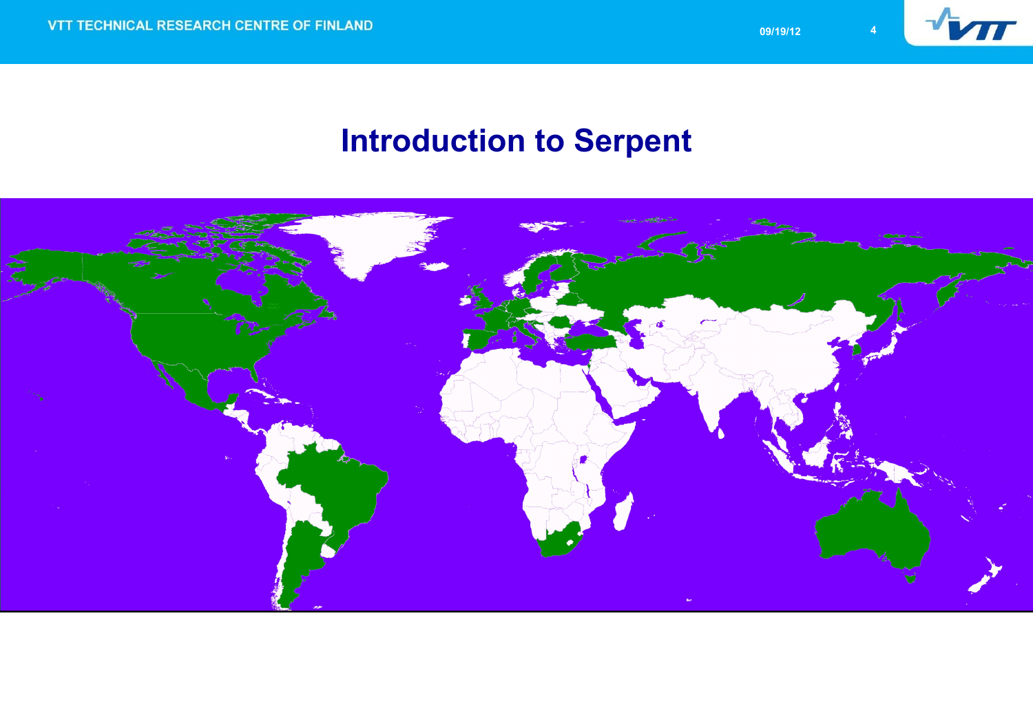# Introduction to Serpent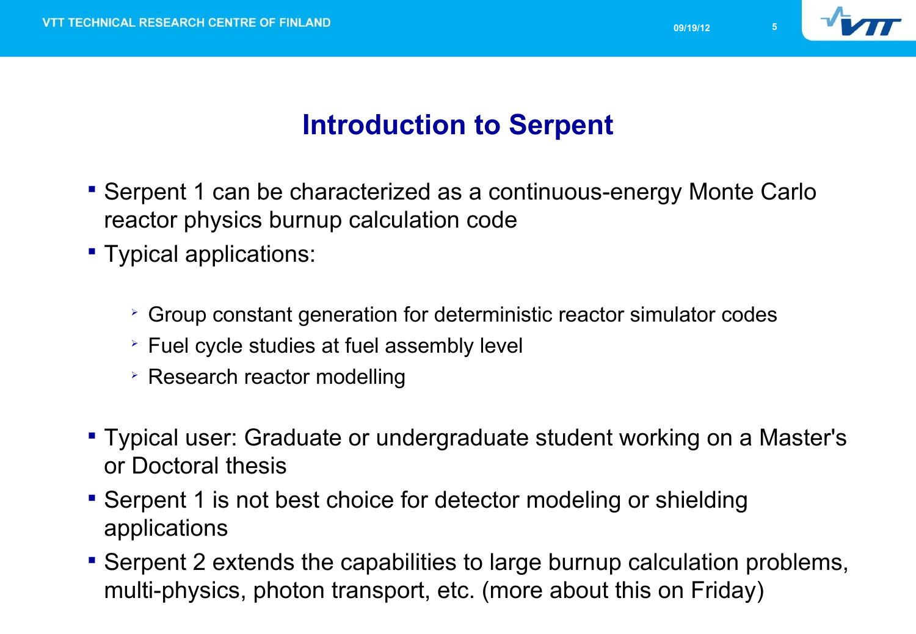# Introduction to Serpent

- Serpent 1 can be characterized as a continuous-energy Monte Carlo reactor physics burnup calculation code
- Typical applications:
  - Group constant generation for deterministic reactor simulator codes
  - Fuel cycle studies at fuel assembly level
  - Research reactor modelling
- Typical user: Graduate or undergraduate student working on a Master's or Doctoral thesis
- Serpent 1 is not best choice for detector modeling or shielding applications
- Serpent 2 extends the capabilities to large burnup calculation problems, multi-physics, photon transport, etc. (more about this on Friday)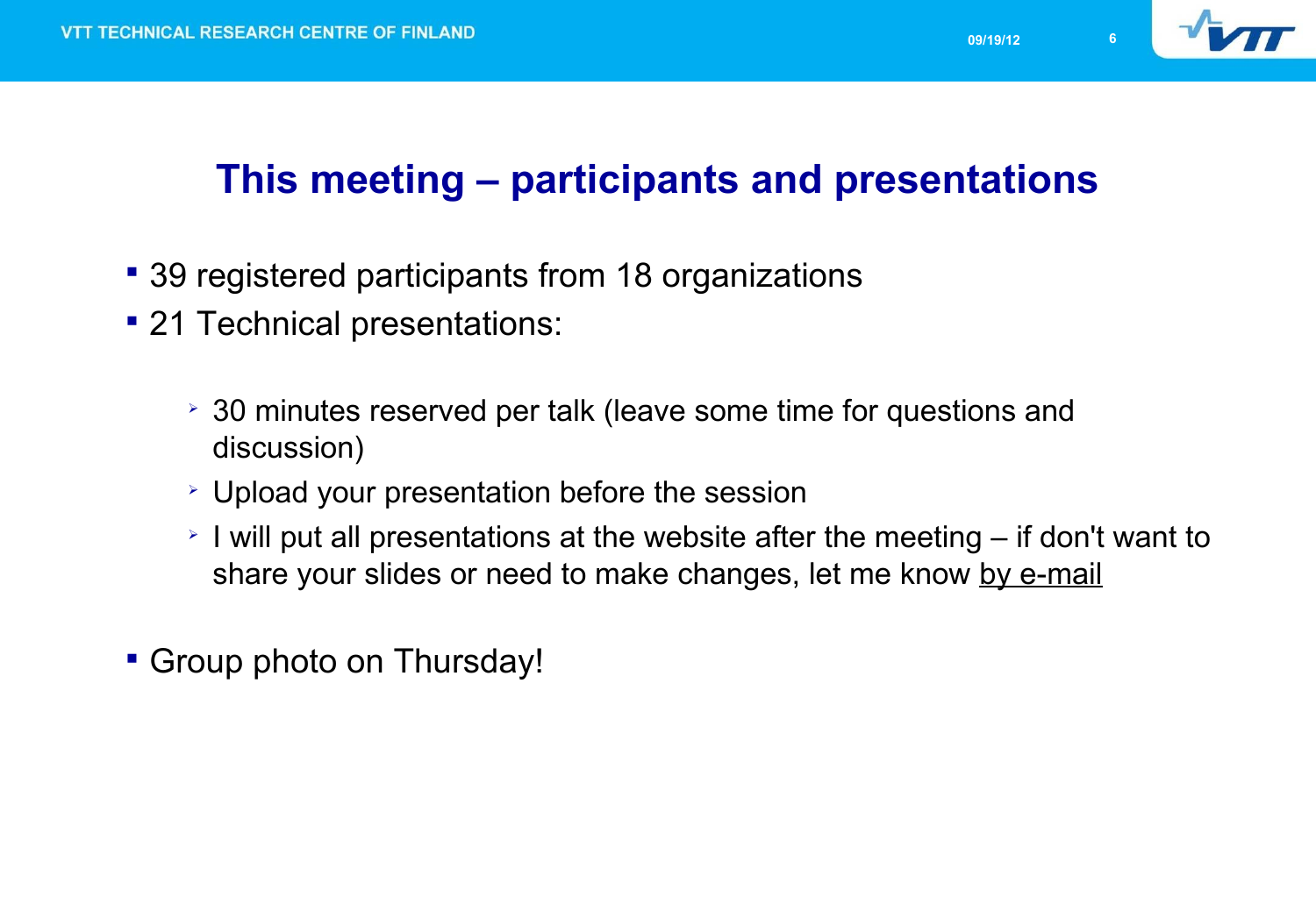# This meeting – participants and presentations

- 39 registered participants from 18 organizations
- 21 Technical presentations:
  - 30 minutes reserved per talk (leave some time for questions and discussion)
  - Upload your presentation before the session
  - I will put all presentations at the website after the meeting – if don't want to share your slides or need to make changes, let me know by e-mail
- Group photo on Thursday!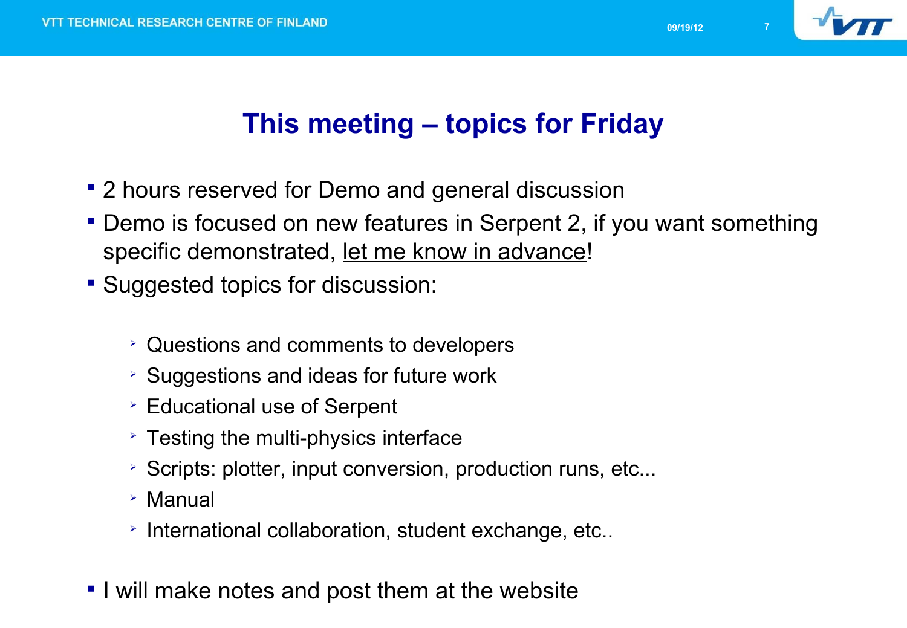# This meeting – topics for Friday

- 2 hours reserved for Demo and general discussion
- Demo is focused on new features in Serpent 2, if you want something specific demonstrated, <u>let me know in advance</u>!
- Suggested topics for discussion:
  - Questions and comments to developers
  - Suggestions and ideas for future work
  - Educational use of Serpent
  - Testing the multi-physics interface
  - Scripts: plotter, input conversion, production runs, etc...
  - Manual
  - International collaboration, student exchange, etc..
- I will make notes and post them at the website